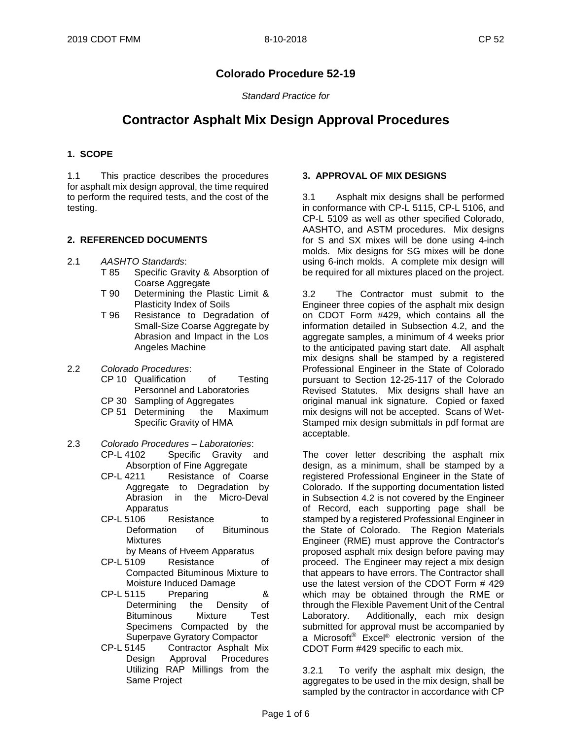# Colorado Procedure 52-19

*Standard Practice for*

# Contractor Asphalt Mix Design Approval Procedures

## 1. SCOPE

1.1 This practice describes the procedures for asphalt mix design approval, the time required to perform the required tests, and the cost of the testing.

## 2. REFERENCED DOCUMENTS

2.1 *AASHTO Standards*:

- T 85 Specific Gravity & Absorption of Coarse Aggregate
- T 90 Determining the Plastic Limit & Plasticity Index of Soils
- T 96 Resistance to Degradation of Small-Size Coarse Aggregate by Abrasion and Impact in the Los Angeles Machine

2.2 *Colorado Procedures*:

- CP 10 Qualification of Testing Personnel and Laboratories
- CP 30 Sampling of Aggregates
- CP 51 Determining the Maximum Specific Gravity of HMA

2.3 *Colorado Procedures – Laboratories*:

- CP-L 4102 Specific Gravity and Absorption of Fine Aggregate
- CP-L 4211 Resistance of Coarse Aggregate to Degradation by Abrasion in the Micro-Deval Apparatus
- CP-L 5106 Resistance to Deformation of Bituminous Mixtures by Means of Hveem Apparatus
- CP-L 5109 Resistance of Compacted Bituminous Mixture to Moisture Induced Damage
- CP-L 5115 Preparing & Determining the Density of Bituminous Mixture Test Specimens Compacted by the Superpave Gyratory Compactor
- CP-L 5145 Contractor Asphalt Mix Design Approval Procedures Utilizing RAP Millings from the Same Project

## 3. APPROVAL OF MIX DESIGNS

3.1 Asphalt mix designs shall be performed in conformance with CP-L 5115, CP-L 5106, and CP-L 5109 as well as other specified Colorado, AASHTO, and ASTM procedures. Mix designs for S and SX mixes will be done using 4-inch molds. Mix designs for SG mixes will be done using 6-inch molds. A complete mix design will be required for all mixtures placed on the project.

3.2 The Contractor must submit to the Engineer three copies of the asphalt mix design on CDOT Form #429, which contains all the information detailed in Subsection 4.2, and the aggregate samples, a minimum of 4 weeks prior to the anticipated paving start date. All asphalt mix designs shall be stamped by a registered Professional Engineer in the State of Colorado pursuant to Section 12-25-117 of the Colorado Revised Statutes. Mix designs shall have an original manual ink signature. Copied or faxed mix designs will not be accepted. Scans of Wet-Stamped mix design submittals in pdf format are acceptable.

The cover letter describing the asphalt mix design, as a minimum, shall be stamped by a registered Professional Engineer in the State of Colorado. If the supporting documentation listed in Subsection 4.2 is not covered by the Engineer of Record, each supporting page shall be stamped by a registered Professional Engineer in the State of Colorado. The Region Materials Engineer (RME) must approve the Contractor's proposed asphalt mix design before paving may proceed. The Engineer may reject a mix design that appears to have errors. The Contractor shall use the latest version of the CDOT Form # 429 which may be obtained through the RME or through the Flexible Pavement Unit of the Central Laboratory. Additionally, each mix design submitted for approval must be accompanied by a Microsoft® Excel® electronic version of the CDOT Form #429 specific to each mix.

3.2.1 To verify the asphalt mix design, the aggregates to be used in the mix design, shall be sampled by the contractor in accordance with CP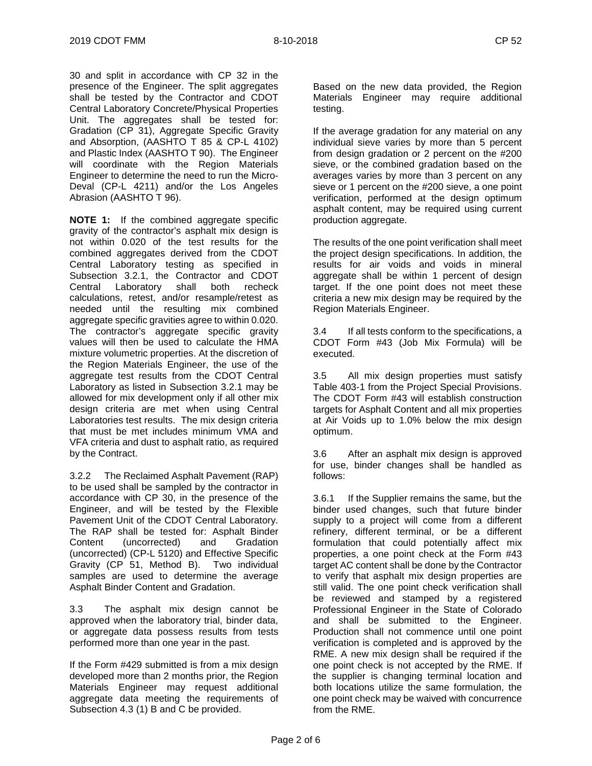30 and split in accordance with CP 32 in the presence of the Engineer. The split aggregates shall be tested by the Contractor and CDOT Central Laboratory Concrete/Physical Properties Unit. The aggregates shall be tested for: Gradation (CP 31), Aggregate Specific Gravity and Absorption, (AASHTO T 85 & CP-L 4102) and Plastic Index (AASHTO T 90). The Engineer will coordinate with the Region Materials Engineer to determine the need to run the Micro-Deval (CP-L 4211) and/or the Los Angeles Abrasion (AASHTO T 96).

**NOTE 1:** If the combined aggregate specific gravity of the contractor's asphalt mix design is not within 0.020 of the test results for the combined aggregates derived from the CDOT Central Laboratory testing as specified in Subsection 3.2.1, the Contractor and CDOT Central Laboratory shall both recheck calculations, retest, and/or resample/retest as needed until the resulting mix combined aggregate specific gravities agree to within 0.020. The contractor's aggregate specific gravity values will then be used to calculate the HMA mixture volumetric properties. At the discretion of the Region Materials Engineer, the use of the aggregate test results from the CDOT Central Laboratory as listed in Subsection 3.2.1 may be allowed for mix development only if all other mix design criteria are met when using Central Laboratories test results. The mix design criteria that must be met includes minimum VMA and VFA criteria and dust to asphalt ratio, as required by the Contract.

3.2.2 The Reclaimed Asphalt Pavement (RAP) to be used shall be sampled by the contractor in accordance with CP 30, in the presence of the Engineer, and will be tested by the Flexible Pavement Unit of the CDOT Central Laboratory. The RAP shall be tested for: Asphalt Binder Content (uncorrected) and Gradation (uncorrected) (CP-L 5120) and Effective Specific Gravity (CP 51, Method B). Two individual samples are used to determine the average Asphalt Binder Content and Gradation.

3.3 The asphalt mix design cannot be approved when the laboratory trial, binder data, or aggregate data possess results from tests performed more than one year in the past.

If the Form #429 submitted is from a mix design developed more than 2 months prior, the Region Materials Engineer may request additional aggregate data meeting the requirements of Subsection 4.3 (1) B and C be provided.

Based on the new data provided, the Region Materials Engineer may require additional testing.

If the average gradation for any material on any individual sieve varies by more than 5 percent from design gradation or 2 percent on the #200 sieve, or the combined gradation based on the averages varies by more than 3 percent on any sieve or 1 percent on the #200 sieve, a one point verification, performed at the design optimum asphalt content, may be required using current production aggregate.

The results of the one point verification shall meet the project design specifications. In addition, the results for air voids and voids in mineral aggregate shall be within 1 percent of design target. If the one point does not meet these criteria a new mix design may be required by the Region Materials Engineer.

3.4 If all tests conform to the specifications, a CDOT Form #43 (Job Mix Formula) will be executed.

3.5 All mix design properties must satisfy Table 403-1 from the Project Special Provisions. The CDOT Form #43 will establish construction targets for Asphalt Content and all mix properties at Air Voids up to 1.0% below the mix design optimum.

3.6 After an asphalt mix design is approved for use, binder changes shall be handled as follows:

3.6.1 If the Supplier remains the same, but the binder used changes, such that future binder supply to a project will come from a different refinery, different terminal, or be a different formulation that could potentially affect mix properties, a one point check at the Form #43 target AC content shall be done by the Contractor to verify that asphalt mix design properties are still valid. The one point check verification shall be reviewed and stamped by a registered Professional Engineer in the State of Colorado and shall be submitted to the Engineer. Production shall not commence until one point verification is completed and is approved by the RME. A new mix design shall be required if the one point check is not accepted by the RME. If the supplier is changing terminal location and both locations utilize the same formulation, the one point check may be waived with concurrence from the RME.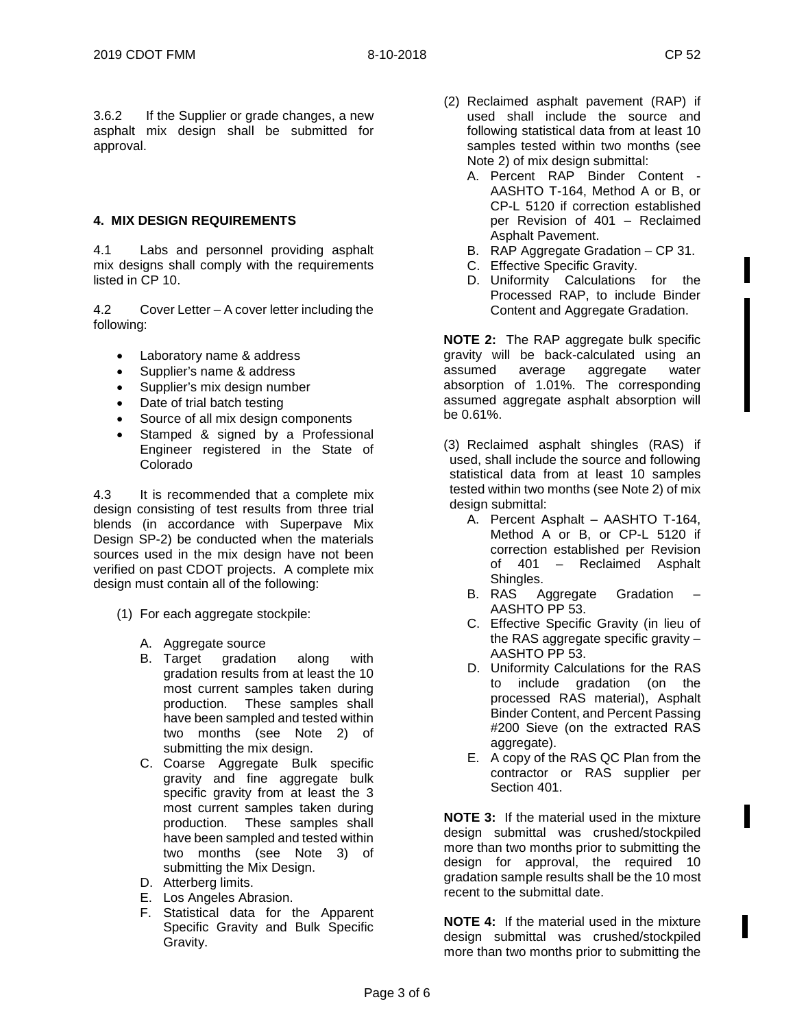3.6.2 If the Supplier or grade changes, a new asphalt mix design shall be submitted for approval.

## 4. MIX DESIGN REQUIREMENTS

4.1 Labs and personnel providing asphalt mix designs shall comply with the requirements listed in CP 10.

4.2 Cover Letter – A cover letter including the following:

- Laboratory name & address
- Supplier's name & address
- Supplier's mix design number
- Date of trial batch testing
- Source of all mix design components
- Stamped & signed by a Professional Engineer registered in the State of Colorado

4.3 It is recommended that a complete mix design consisting of test results from three trial blends (in accordance with Superpave Mix Design SP-2) be conducted when the materials sources used in the mix design have not been verified on past CDOT projects. A complete mix design must contain all of the following:

(1) For each aggregate stockpile:

  A. Aggregate source
  B. Target gradation along with gradation results from at least the 10 most current samples taken during production. These samples shall have been sampled and tested within two months (see Note 2) of submitting the mix design.
  C. Coarse Aggregate Bulk specific gravity and fine aggregate bulk specific gravity from at least the 3 most current samples taken during production. These samples shall have been sampled and tested within two months (see Note 3) of submitting the Mix Design.
  D. Atterberg limits.
  E. Los Angeles Abrasion.
  F. Statistical data for the Apparent Specific Gravity and Bulk Specific Gravity.

(2) Reclaimed asphalt pavement (RAP) if used shall include the source and following statistical data from at least 10 samples tested within two months (see Note 2) of mix design submittal:

  A. Percent RAP Binder Content - AASHTO T-164, Method A or B, or CP-L 5120 if correction established per Revision of 401 – Reclaimed Asphalt Pavement.
  B. RAP Aggregate Gradation – CP 31.
  C. Effective Specific Gravity.
  D. Uniformity Calculations for the Processed RAP, to include Binder Content and Aggregate Gradation.

**NOTE 2:** The RAP aggregate bulk specific gravity will be back-calculated using an assumed average aggregate water absorption of 1.01%. The corresponding assumed aggregate asphalt absorption will be 0.61%.

(3) Reclaimed asphalt shingles (RAS) if used, shall include the source and following statistical data from at least 10 samples tested within two months (see Note 2) of mix design submittal:

  A. Percent Asphalt – AASHTO T-164, Method A or B, or CP-L 5120 if correction established per Revision of 401 – Reclaimed Asphalt Shingles.
  B. RAS Aggregate Gradation – AASHTO PP 53.
  C. Effective Specific Gravity (in lieu of the RAS aggregate specific gravity – AASHTO PP 53.
  D. Uniformity Calculations for the RAS to include gradation (on the processed RAS material), Asphalt Binder Content, and Percent Passing #200 Sieve (on the extracted RAS aggregate).
  E. A copy of the RAS QC Plan from the contractor or RAS supplier per Section 401.

**NOTE 3:** If the material used in the mixture design submittal was crushed/stockpiled more than two months prior to submitting the design for approval, the required 10 gradation sample results shall be the 10 most recent to the submittal date.

**NOTE 4:** If the material used in the mixture design submittal was crushed/stockpiled more than two months prior to submitting the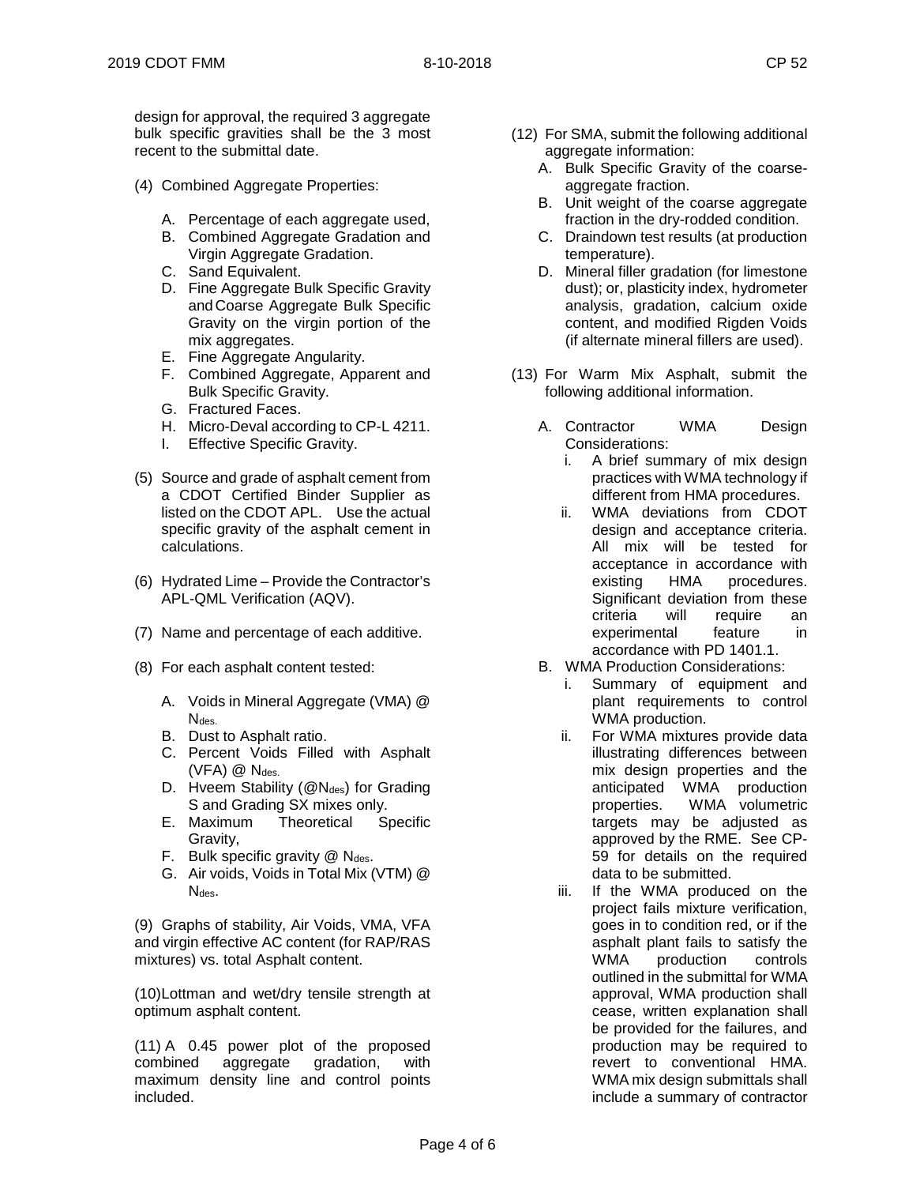design for approval, the required 3 aggregate bulk specific gravities shall be the 3 most recent to the submittal date.

(4) Combined Aggregate Properties:

A. Percentage of each aggregate used,
B. Combined Aggregate Gradation and Virgin Aggregate Gradation.
C. Sand Equivalent.
D. Fine Aggregate Bulk Specific Gravity and Coarse Aggregate Bulk Specific Gravity on the virgin portion of the mix aggregates.
E. Fine Aggregate Angularity.
F. Combined Aggregate, Apparent and Bulk Specific Gravity.
G. Fractured Faces.
H. Micro-Deval according to CP-L 4211.
I. Effective Specific Gravity.

(5) Source and grade of asphalt cement from a CDOT Certified Binder Supplier as listed on the CDOT APL. Use the actual specific gravity of the asphalt cement in calculations.

(6) Hydrated Lime – Provide the Contractor's APL-QML Verification (AQV).

(7) Name and percentage of each additive.

(8) For each asphalt content tested:

A. Voids in Mineral Aggregate (VMA) @ $N_{des.}$
B. Dust to Asphalt ratio.
C. Percent Voids Filled with Asphalt (VFA) @ $N_{des.}$
D. Hveem Stability (@$N_{des}$) for Grading S and Grading SX mixes only.
E. Maximum Theoretical Specific Gravity,
F. Bulk specific gravity @ $N_{des}$.
G. Air voids, Voids in Total Mix (VTM) @ $N_{des}$.

(9) Graphs of stability, Air Voids, VMA, VFA and virgin effective AC content (for RAP/RAS mixtures) vs. total Asphalt content.

(10) Lottman and wet/dry tensile strength at optimum asphalt content.

(11) A 0.45 power plot of the proposed combined aggregate gradation, with maximum density line and control points included.

(12) For SMA, submit the following additional aggregate information:

A. Bulk Specific Gravity of the coarse-aggregate fraction.
B. Unit weight of the coarse aggregate fraction in the dry-rodded condition.
C. Draindown test results (at production temperature).
D. Mineral filler gradation (for limestone dust); or, plasticity index, hydrometer analysis, gradation, calcium oxide content, and modified Rigden Voids (if alternate mineral fillers are used).

(13) For Warm Mix Asphalt, submit the following additional information.

A. Contractor WMA Design Considerations:
   i. A brief summary of mix design practices with WMA technology if different from HMA procedures.
   ii. WMA deviations from CDOT design and acceptance criteria. All mix will be tested for acceptance in accordance with existing HMA procedures. Significant deviation from these criteria will require an experimental feature in accordance with PD 1401.1.
B. WMA Production Considerations:
   i. Summary of equipment and plant requirements to control WMA production.
   ii. For WMA mixtures provide data illustrating differences between mix design properties and the anticipated WMA production properties. WMA volumetric targets may be adjusted as approved by the RME. See CP-59 for details on the required data to be submitted.
   iii. If the WMA produced on the project fails mixture verification, goes in to condition red, or if the asphalt plant fails to satisfy the WMA production controls outlined in the submittal for WMA approval, WMA production shall cease, written explanation shall be provided for the failures, and production may be required to revert to conventional HMA. WMA mix design submittals shall include a summary of contractor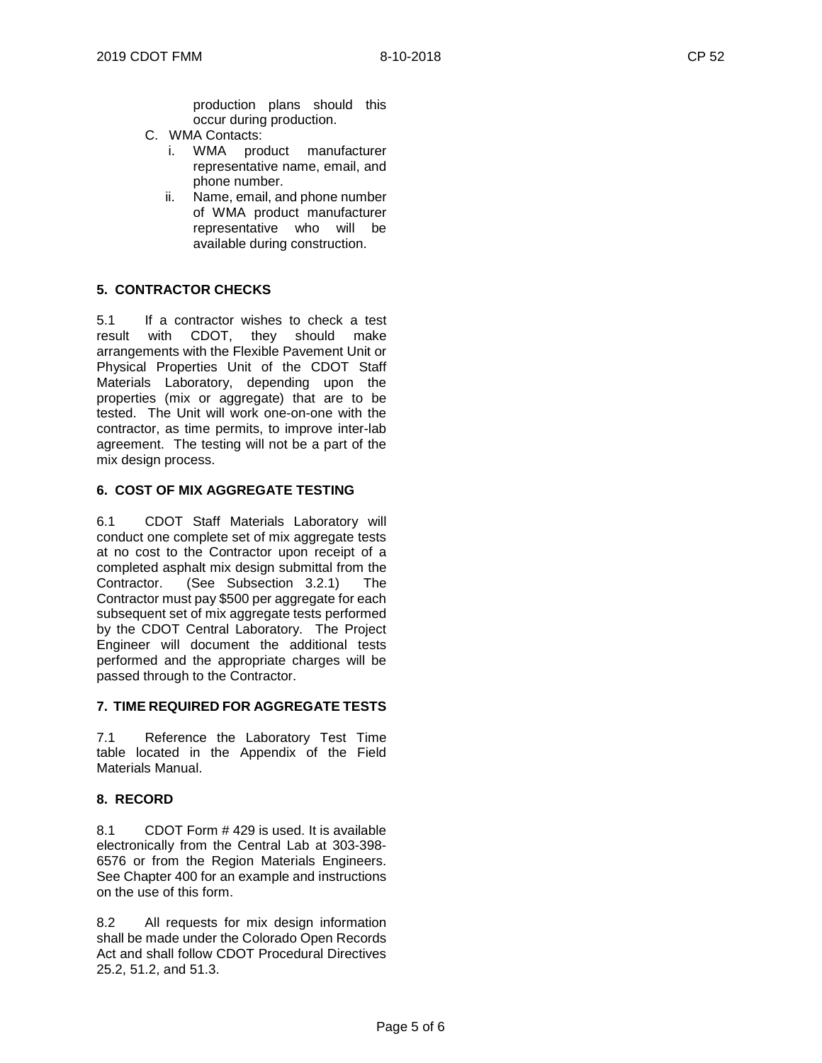production plans should this occur during production.

C. WMA Contacts:
   i. WMA product manufacturer representative name, email, and phone number.
   ii. Name, email, and phone number of WMA product manufacturer representative who will be available during construction.

## 5. CONTRACTOR CHECKS

5.1 If a contractor wishes to check a test result with CDOT, they should make arrangements with the Flexible Pavement Unit or Physical Properties Unit of the CDOT Staff Materials Laboratory, depending upon the properties (mix or aggregate) that are to be tested. The Unit will work one-on-one with the contractor, as time permits, to improve inter-lab agreement. The testing will not be a part of the mix design process.

## 6. COST OF MIX AGGREGATE TESTING

6.1 CDOT Staff Materials Laboratory will conduct one complete set of mix aggregate tests at no cost to the Contractor upon receipt of a completed asphalt mix design submittal from the Contractor. (See Subsection 3.2.1) The Contractor must pay $500 per aggregate for each subsequent set of mix aggregate tests performed by the CDOT Central Laboratory. The Project Engineer will document the additional tests performed and the appropriate charges will be passed through to the Contractor.

## 7. TIME REQUIRED FOR AGGREGATE TESTS

7.1 Reference the Laboratory Test Time table located in the Appendix of the Field Materials Manual.

## 8. RECORD

8.1 CDOT Form # 429 is used. It is available electronically from the Central Lab at 303-398-6576 or from the Region Materials Engineers. See Chapter 400 for an example and instructions on the use of this form.

8.2 All requests for mix design information shall be made under the Colorado Open Records Act and shall follow CDOT Procedural Directives 25.2, 51.2, and 51.3.